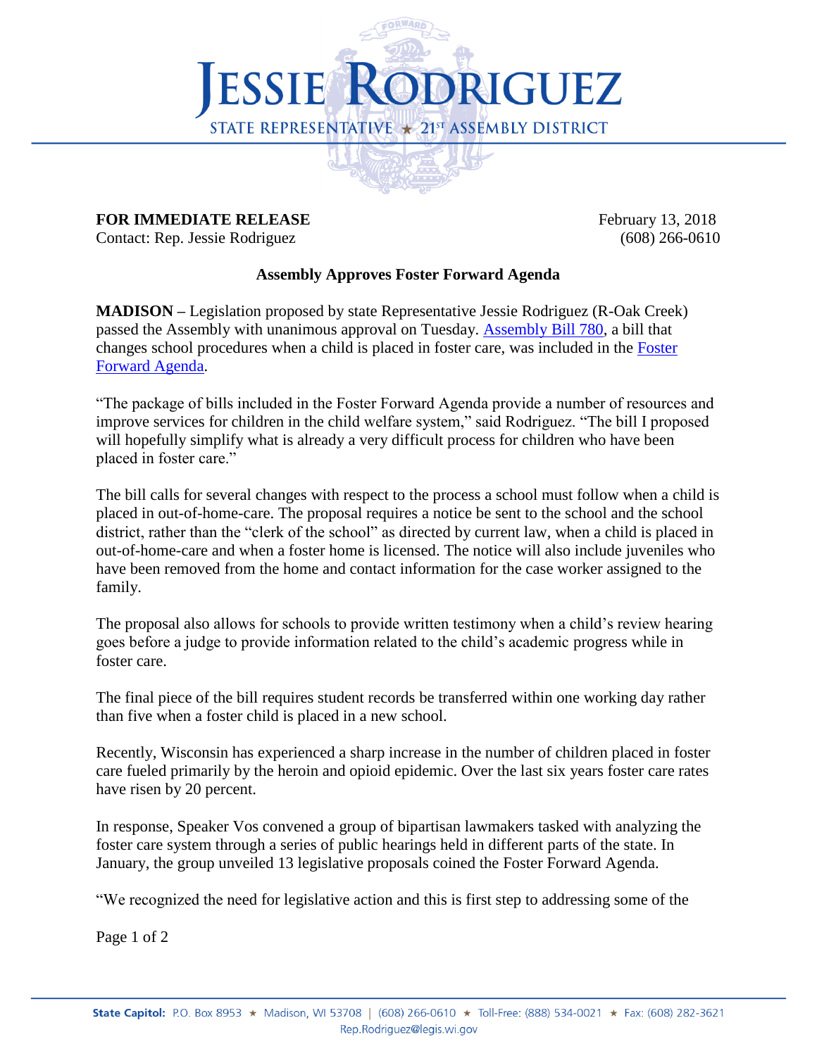# JESSIE RODRIGUEZ

STATE REPRESENTATIVE ★ 21ST ASSEMBLY DISTRICT

**FOR IMMEDIATE RELEASE** February 13, 2018

Contact: Rep. Jessie Rodriguez (608) 266-0610

**Assembly Approves Foster Forward Agenda**

**MADISON –** Legislation proposed by state Representative Jessie Rodriguez (R-Oak Creek) passed the Assembly with unanimous approval on Tuesday. Assembly Bill 780, a bill that changes school procedures when a child is placed in foster care, was included in the Foster Forward Agenda.

"The package of bills included in the Foster Forward Agenda provide a number of resources and improve services for children in the child welfare system," said Rodriguez. "The bill I proposed will hopefully simplify what is already a very difficult process for children who have been placed in foster care."

The bill calls for several changes with respect to the process a school must follow when a child is placed in out-of-home-care. The proposal requires a notice be sent to the school and the school district, rather than the "clerk of the school" as directed by current law, when a child is placed in out-of-home-care and when a foster home is licensed. The notice will also include juveniles who have been removed from the home and contact information for the case worker assigned to the family.

The proposal also allows for schools to provide written testimony when a child's review hearing goes before a judge to provide information related to the child's academic progress while in foster care.

The final piece of the bill requires student records be transferred within one working day rather than five when a foster child is placed in a new school.

Recently, Wisconsin has experienced a sharp increase in the number of children placed in foster care fueled primarily by the heroin and opioid epidemic. Over the last six years foster care rates have risen by 20 percent.

In response, Speaker Vos convened a group of bipartisan lawmakers tasked with analyzing the foster care system through a series of public hearings held in different parts of the state. In January, the group unveiled 13 legislative proposals coined the Foster Forward Agenda.

"We recognized the need for legislative action and this is first step to addressing some of the

State Capitol: P.O. Box 8953 ★ Madison, WI 53708 | (608) 266-0610 ★ Toll-Free: (888) 534-0021 ★ Fax: (608) 282-3621
Rep.Rodriguez@legis.wi.gov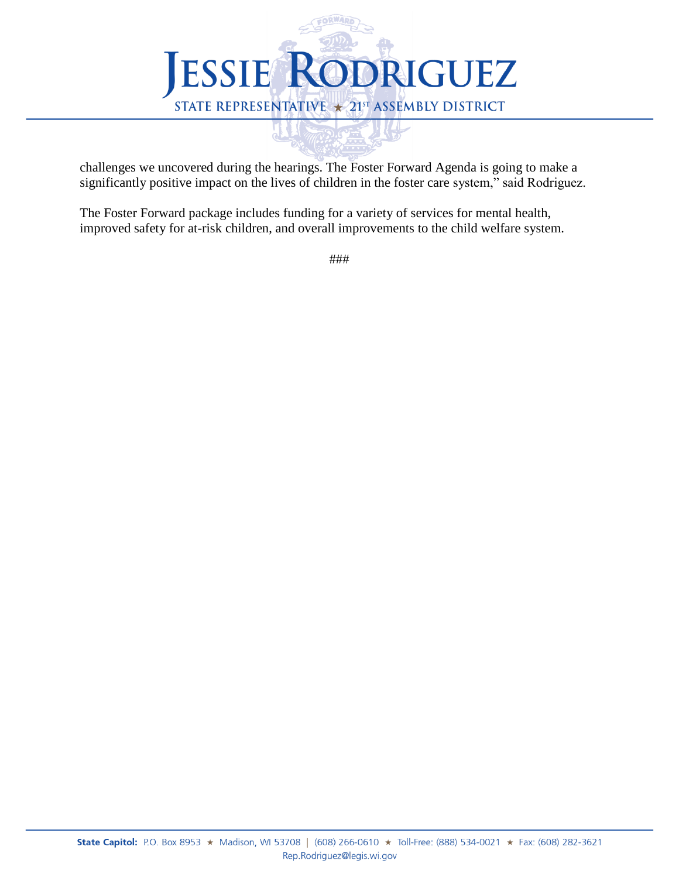challenges we uncovered during the hearings. The Foster Forward Agenda is going to make a significantly positive impact on the lives of children in the foster care system," said Rodriguez.

The Foster Forward package includes funding for a variety of services for mental health, improved safety for at-risk children, and overall improvements to the child welfare system.

###